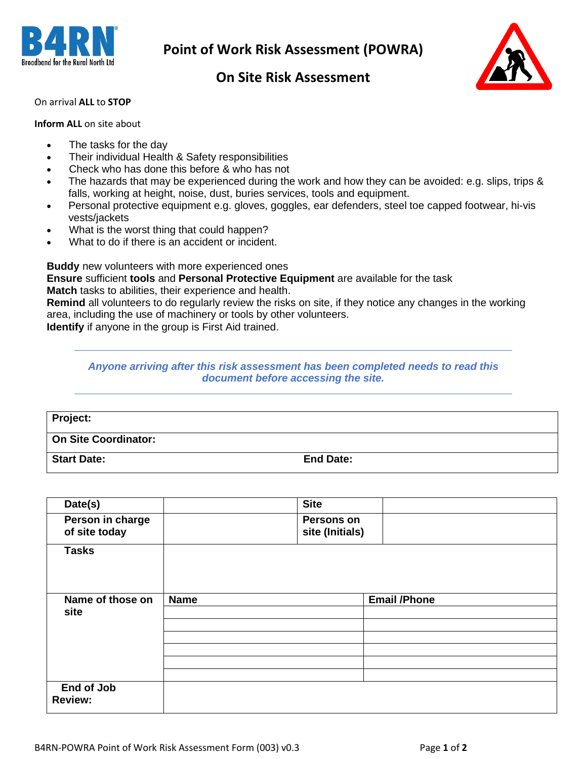# Point of Work Risk Assessment (POWRA)

## On Site Risk Assessment

On arrival **ALL** to **STOP**

**Inform ALL** on site about

- The tasks for the day
- Their individual Health & Safety responsibilities
- Check who has done this before & who has not
- The hazards that may be experienced during the work and how they can be avoided: e.g. slips, trips & falls, working at height, noise, dust, buries services, tools and equipment.
- Personal protective equipment e.g. gloves, goggles, ear defenders, steel toe capped footwear, hi-vis vests/jackets
- What is the worst thing that could happen?
- What to do if there is an accident or incident.

**Buddy** new volunteers with more experienced ones
**Ensure** sufficient **tools** and **Personal Protective Equipment** are available for the task
**Match** tasks to abilities, their experience and health.
**Remind** all volunteers to do regularly review the risks on site, if they notice any changes in the working area, including the use of machinery or tools by other volunteers.
**Identify** if anyone in the group is First Aid trained.

---

***Anyone arriving after this risk assessment has been completed needs to read this document before accessing the site.***

---

| **Project:** | |
|---|---|
| **On Site Coordinator:** | |
| **Start Date:** | **End Date:** |

| **Date(s)** | | **Site** | |
|---|---|---|---|
| **Person in charge of site today** | | **Persons on site (Initials)** | |
| **Tasks** | | | |
| **Name of those on site** | **Name** | **Email /Phone** | |
| | | | |
| | | | |
| | | | |
| | | | |
| | | | |
| | | | |
| **End of Job Review:** | | | |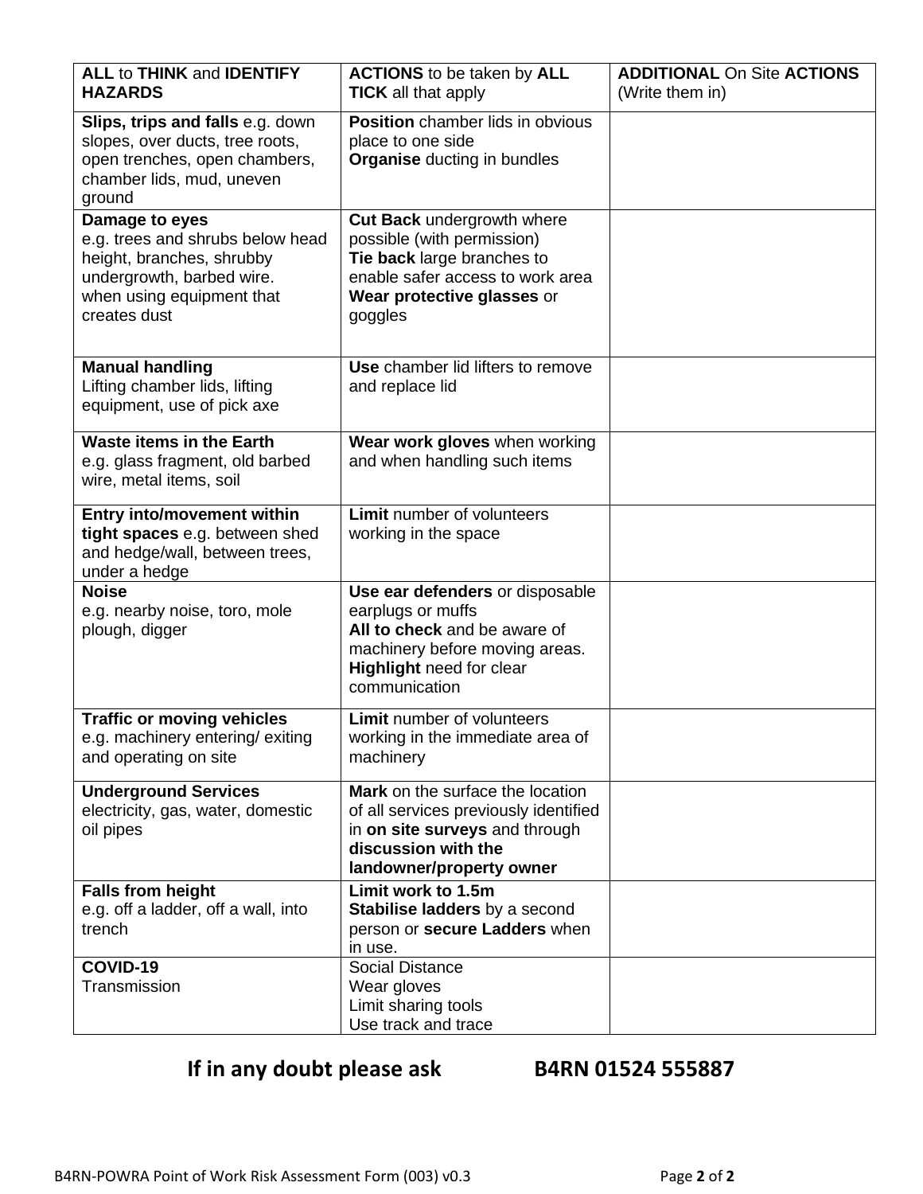| **ALL** to **THINK** and **IDENTIFY HAZARDS** | **ACTIONS** to be taken by **ALL TICK** all that apply | **ADDITIONAL** On Site **ACTIONS** (Write them in) |
|---|---|---|
| **Slips, trips and falls** e.g. down slopes, over ducts, tree roots, open trenches, open chambers, chamber lids, mud, uneven ground | **Position** chamber lids in obvious place to one side<br>**Organise** ducting in bundles | |
| **Damage to eyes**<br>e.g. trees and shrubs below head height, branches, shrubby undergrowth, barbed wire.<br>when using equipment that creates dust | **Cut Back** undergrowth where possible (with permission)<br>**Tie back** large branches to enable safer access to work area<br>**Wear protective glasses** or goggles | |
| **Manual handling**<br>Lifting chamber lids, lifting equipment, use of pick axe | **Use** chamber lid lifters to remove and replace lid | |
| **Waste items in the Earth**<br>e.g. glass fragment, old barbed wire, metal items, soil | **Wear work gloves** when working and when handling such items | |
| **Entry into/movement within tight spaces** e.g. between shed and hedge/wall, between trees, under a hedge | **Limit** number of volunteers working in the space | |
| **Noise**<br>e.g. nearby noise, toro, mole plough, digger | **Use ear defenders** or disposable earplugs or muffs<br>**All to check** and be aware of machinery before moving areas.<br>**Highlight** need for clear communication | |
| **Traffic or moving vehicles**<br>e.g. machinery entering/ exiting and operating on site | **Limit** number of volunteers working in the immediate area of machinery | |
| **Underground Services**<br>electricity, gas, water, domestic oil pipes | **Mark** on the surface the location of all services previously identified in **on site surveys** and through **discussion with the landowner/property owner** | |
| **Falls from height**<br>e.g. off a ladder, off a wall, into trench | **Limit work to 1.5m**<br>**Stabilise ladders** by a second person or **secure Ladders** when in use. | |
| **COVID-19**<br>Transmission | Social Distance<br>Wear gloves<br>Limit sharing tools<br>Use track and trace | |

**If in any doubt please ask B4RN 01524 555887**

B4RN-POWRA Point of Work Risk Assessment Form (003) v0.3